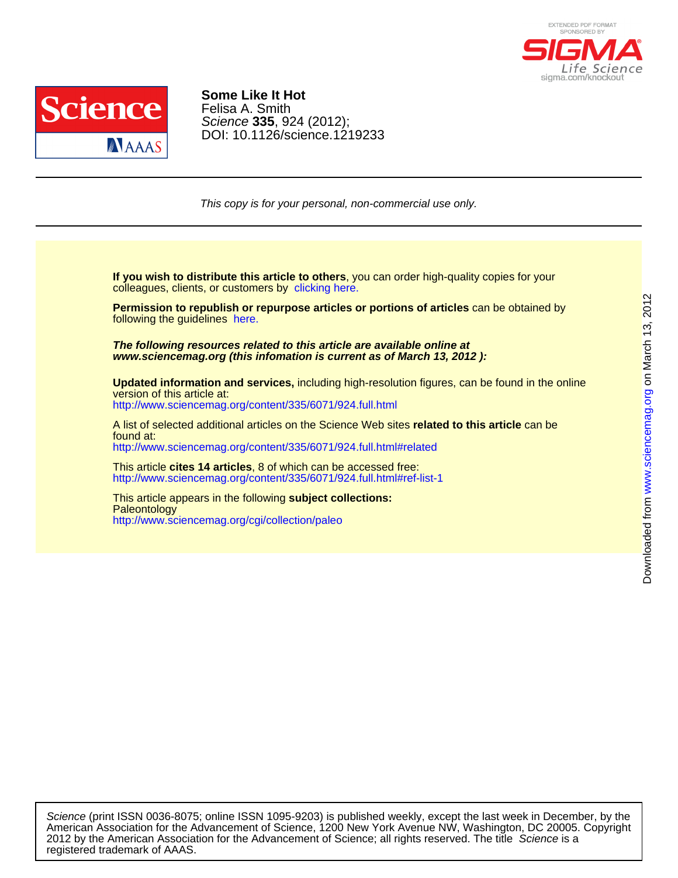**Some Like It Hot**
Felisa A. Smith
*Science* **335**, 924 (2012);
DOI: 10.1126/science.1219233

*This copy is for your personal, non-commercial use only.*

**If you wish to distribute this article to others**, you can order high-quality copies for your colleagues, clients, or customers by clicking here.

**Permission to republish or repurpose articles or portions of articles** can be obtained by following the guidelines here.

***The following resources related to this article are available online at www.sciencemag.org (this infomation is current as of March 13, 2012 ):***

**Updated information and services,** including high-resolution figures, can be found in the online version of this article at:
http://www.sciencemag.org/content/335/6071/924.full.html

A list of selected additional articles on the Science Web sites **related to this article** can be found at:
http://www.sciencemag.org/content/335/6071/924.full.html#related

This article **cites 14 articles**, 8 of which can be accessed free:
http://www.sciencemag.org/content/335/6071/924.full.html#ref-list-1

This article appears in the following **subject collections:**
Paleontology
http://www.sciencemag.org/cgi/collection/paleo

*Science* (print ISSN 0036-8075; online ISSN 1095-9203) is published weekly, except the last week in December, by the American Association for the Advancement of Science, 1200 New York Avenue NW, Washington, DC 20005. Copyright 2012 by the American Association for the Advancement of Science; all rights reserved. The title *Science* is a registered trademark of AAAS.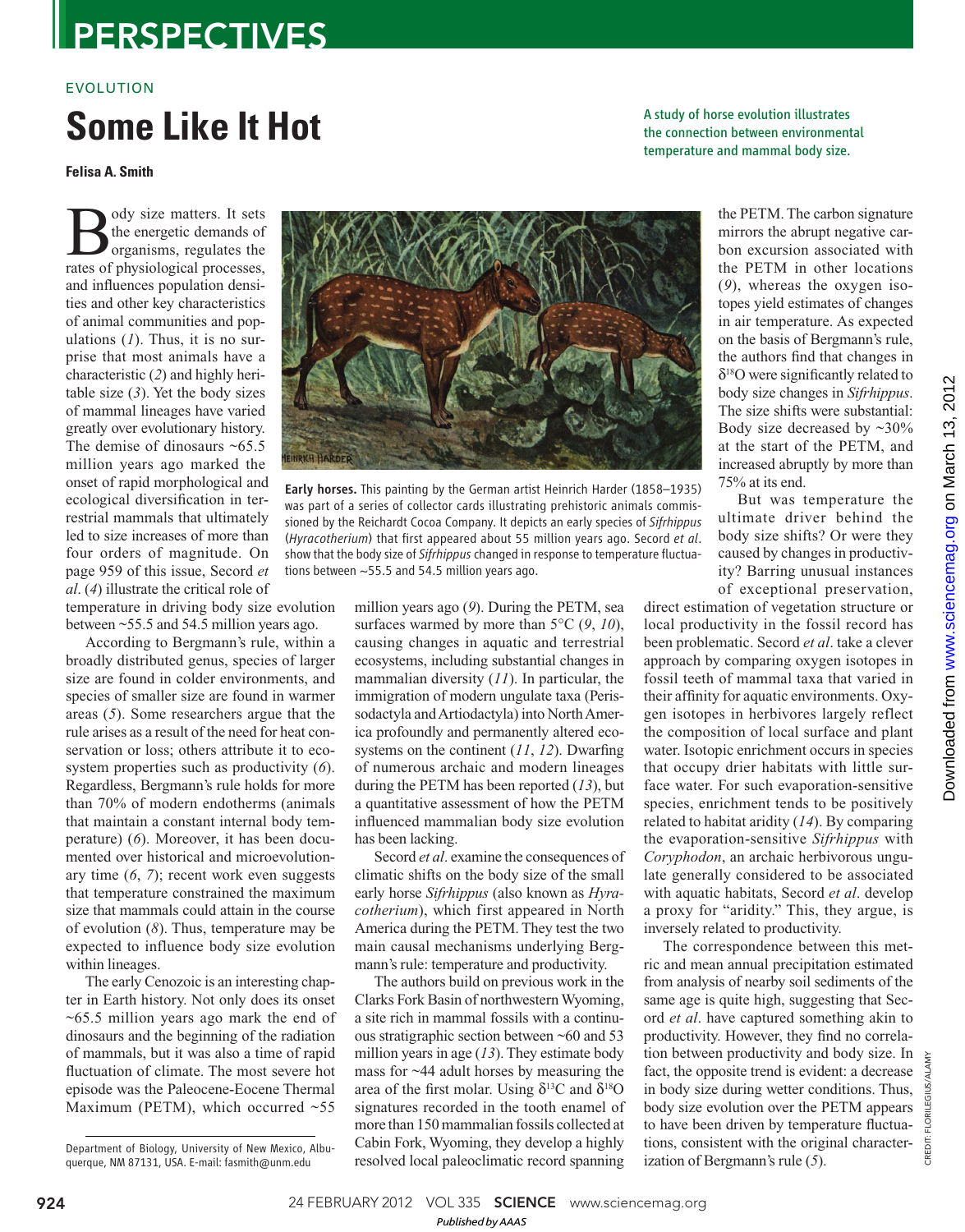EVOLUTION

# Some Like It Hot

**Felisa A. Smith**

A study of horse evolution illustrates the connection between environmental temperature and mammal body size.

Body size matters. It sets the energetic demands of organisms, regulates the rates of physiological processes, and influences population densities and other key characteristics of animal communities and populations (*1*). Thus, it is no surprise that most animals have a characteristic (*2*) and highly heritable size (*3*). Yet the body sizes of mammal lineages have varied greatly over evolutionary history. The demise of dinosaurs ~65.5 million years ago marked the onset of rapid morphological and ecological diversification in terrestrial mammals that ultimately led to size increases of more than four orders of magnitude. On page 959 of this issue, Secord *et al*. (*4*) illustrate the critical role of temperature in driving body size evolution between ~55.5 and 54.5 million years ago.

**Early horses.** This painting by the German artist Heinrich Harder (1858–1935) was part of a series of collector cards illustrating prehistoric animals commissioned by the Reichardt Cocoa Company. It depicts an early species of *Sifrhippus* (*Hyracotherium*) that first appeared about 55 million years ago. Secord *et al*. show that the body size of *Sifrhippus* changed in response to temperature fluctuations between ~55.5 and 54.5 million years ago.

According to Bergmann's rule, within a broadly distributed genus, species of larger size are found in colder environments, and species of smaller size are found in warmer areas (*5*). Some researchers argue that the rule arises as a result of the need for heat conservation or loss; others attribute it to ecosystem properties such as productivity (*6*). Regardless, Bergmann's rule holds for more than 70% of modern endotherms (animals that maintain a constant internal body temperature) (*6*). Moreover, it has been documented over historical and microevolutionary time (*6*, *7*); recent work even suggests that temperature constrained the maximum size that mammals could attain in the course of evolution (*8*). Thus, temperature may be expected to influence body size evolution within lineages.

The early Cenozoic is an interesting chapter in Earth history. Not only does its onset ~65.5 million years ago mark the end of dinosaurs and the beginning of the radiation of mammals, but it was also a time of rapid fluctuation of climate. The most severe hot episode was the Paleocene-Eocene Thermal Maximum (PETM), which occurred ~55 million years ago (*9*). During the PETM, sea surfaces warmed by more than 5°C (*9*, *10*), causing changes in aquatic and terrestrial ecosystems, including substantial changes in mammalian diversity (*11*). In particular, the immigration of modern ungulate taxa (Perissodactyla and Artiodactyla) into North America profoundly and permanently altered ecosystems on the continent (*11*, *12*). Dwarfing of numerous archaic and modern lineages during the PETM has been reported (*13*), but a quantitative assessment of how the PETM influenced mammalian body size evolution has been lacking.

Secord *et al*. examine the consequences of climatic shifts on the body size of the small early horse *Sifrhippus* (also known as *Hyracotherium*), which first appeared in North America during the PETM. They test the two main causal mechanisms underlying Bergmann's rule: temperature and productivity.

The authors build on previous work in the Clarks Fork Basin of northwestern Wyoming, a site rich in mammal fossils with a continuous stratigraphic section between ~60 and 53 million years in age (*13*). They estimate body mass for ~44 adult horses by measuring the area of the first molar. Using $\delta^{13}C$ and $\delta^{18}O$ signatures recorded in the tooth enamel of more than 150 mammalian fossils collected at Cabin Fork, Wyoming, they develop a highly resolved local paleoclimatic record spanning the PETM. The carbon signature mirrors the abrupt negative carbon excursion associated with the PETM in other locations (*9*), whereas the oxygen isotopes yield estimates of changes in air temperature. As expected on the basis of Bergmann's rule, the authors find that changes in $\delta^{18}O$ were significantly related to body size changes in *Sifrhippus*. The size shifts were substantial: Body size decreased by ~30% at the start of the PETM, and increased abruptly by more than 75% at its end.

But was temperature the ultimate driver behind the body size shifts? Or were they caused by changes in productivity? Barring unusual instances of exceptional preservation, direct estimation of vegetation structure or local productivity in the fossil record has been problematic. Secord *et al*. take a clever approach by comparing oxygen isotopes in fossil teeth of mammal taxa that varied in their affinity for aquatic environments. Oxygen isotopes in herbivores largely reflect the composition of local surface and plant water. Isotopic enrichment occurs in species that occupy drier habitats with little surface water. For such evaporation-sensitive species, enrichment tends to be positively related to habitat aridity (*14*). By comparing the evaporation-sensitive *Sifrhippus* with *Coryphodon*, an archaic herbivorous ungulate generally considered to be associated with aquatic habitats, Secord *et al*. develop a proxy for "aridity." This, they argue, is inversely related to productivity.

The correspondence between this metric and mean annual precipitation estimated from analysis of nearby soil sediments of the same age is quite high, suggesting that Secord *et al*. have captured something akin to productivity. However, they find no correlation between productivity and body size. In fact, the opposite trend is evident: a decrease in body size during wetter conditions. Thus, body size evolution over the PETM appears to have been driven by temperature fluctuations, consistent with the original characterization of Bergmann's rule (*5*).

Department of Biology, University of New Mexico, Albuquerque, NM 87131, USA. E-mail: fasmith@unm.edu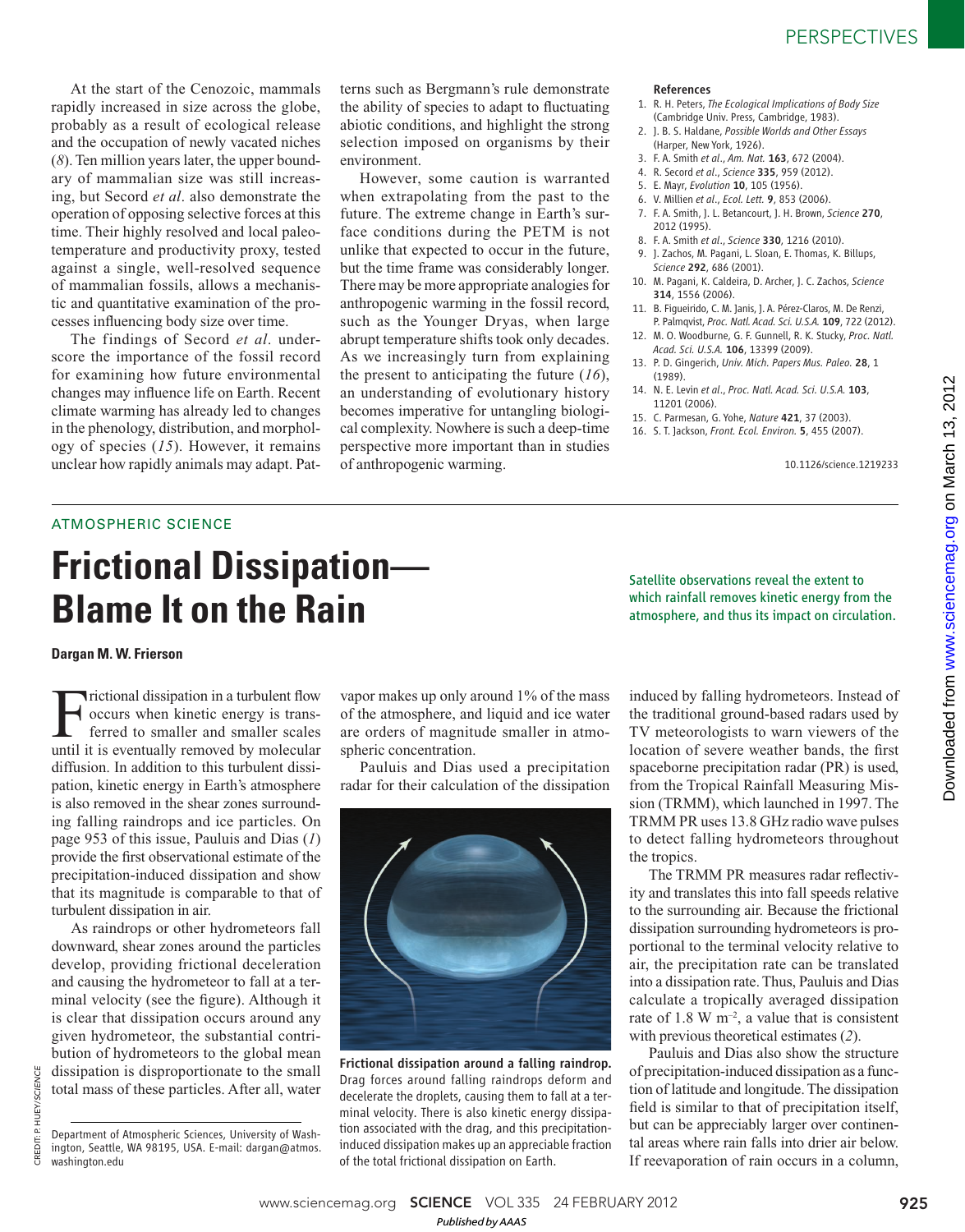At the start of the Cenozoic, mammals rapidly increased in size across the globe, probably as a result of ecological release and the occupation of newly vacated niches (*8*). Ten million years later, the upper boundary of mammalian size was still increasing, but Secord *et al*. also demonstrate the operation of opposing selective forces at this time. Their highly resolved and local paleotemperature and productivity proxy, tested against a single, well-resolved sequence of mammalian fossils, allows a mechanistic and quantitative examination of the processes influencing body size over time.

The findings of Secord *et al*. underscore the importance of the fossil record for examining how future environmental changes may influence life on Earth. Recent climate warming has already led to changes in the phenology, distribution, and morphology of species (*15*). However, it remains unclear how rapidly animals may adapt. Patterns such as Bergmann's rule demonstrate the ability of species to adapt to fluctuating abiotic conditions, and highlight the strong selection imposed on organisms by their environment.

However, some caution is warranted when extrapolating from the past to the future. The extreme change in Earth's surface conditions during the PETM is not unlike that expected to occur in the future, but the time frame was considerably longer. There may be more appropriate analogies for anthropogenic warming in the fossil record, such as the Younger Dryas, when large abrupt temperature shifts took only decades. As we increasingly turn from explaining the present to anticipating the future (*16*), an understanding of evolutionary history becomes imperative for untangling biological complexity. Nowhere is such a deep-time perspective more important than in studies of anthropogenic warming.

**References**

1. R. H. Peters, *The Ecological Implications of Body Size* (Cambridge Univ. Press, Cambridge, 1983).
2. J. B. S. Haldane, *Possible Worlds and Other Essays* (Harper, New York, 1926).
3. F. A. Smith *et al*., *Am. Nat.* **163**, 672 (2004).
4. R. Secord *et al*., *Science* **335**, 959 (2012).
5. E. Mayr, *Evolution* **10**, 105 (1956).
6. V. Millien *et al*., *Ecol. Lett.* **9**, 853 (2006).
7. F. A. Smith, J. L. Betancourt, J. H. Brown, *Science* **270**, 2012 (1995).
8. F. A. Smith *et al*., *Science* **330**, 1216 (2010).
9. J. Zachos, M. Pagani, L. Sloan, E. Thomas, K. Billups, *Science* **292**, 686 (2001).
10. M. Pagani, K. Caldeira, D. Archer, J. C. Zachos, *Science* **314**, 1556 (2006).
11. B. Figueirido, C. M. Janis, J. A. Pérez-Claros, M. De Renzi, P. Palmqvist, *Proc. Natl. Acad. Sci. U.S.A.* **109**, 722 (2012).
12. M. O. Woodburne, G. F. Gunnell, R. K. Stucky, *Proc. Natl. Acad. Sci. U.S.A.* **106**, 13399 (2009).
13. P. D. Gingerich, *Univ. Mich. Papers Mus. Paleo.* **28**, 1 (1989).
14. N. E. Levin *et al*., *Proc. Natl. Acad. Sci. U.S.A.* **103**, 11201 (2006).
15. C. Parmesan, G. Yohe, *Nature* **421**, 37 (2003).
16. S. T. Jackson, *Front. Ecol. Environ.* **5**, 455 (2007).

10.1126/science.1219233

ATMOSPHERIC SCIENCE

# Frictional Dissipation—Blame It on the Rain

Satellite observations reveal the extent to which rainfall removes kinetic energy from the atmosphere, and thus its impact on circulation.

**Dargan M. W. Frierson**

Frictional dissipation in a turbulent flow occurs when kinetic energy is transferred to smaller and smaller scales until it is eventually removed by molecular diffusion. In addition to this turbulent dissipation, kinetic energy in Earth's atmosphere is also removed in the shear zones surrounding falling raindrops and ice particles. On page 953 of this issue, Pauluis and Dias (*1*) provide the first observational estimate of the precipitation-induced dissipation and show that its magnitude is comparable to that of turbulent dissipation in air.

As raindrops or other hydrometeors fall downward, shear zones around the particles develop, providing frictional deceleration and causing the hydrometeor to fall at a terminal velocity (see the figure). Although it is clear that dissipation occurs around any given hydrometeor, the substantial contribution of hydrometeors to the global mean dissipation is disproportionate to the small total mass of these particles. After all, water vapor makes up only around 1% of the mass of the atmosphere, and liquid and ice water are orders of magnitude smaller in atmospheric concentration.

Pauluis and Dias used a precipitation radar for their calculation of the dissipation induced by falling hydrometeors. Instead of the traditional ground-based radars used by TV meteorologists to warn viewers of the location of severe weather bands, the first spaceborne precipitation radar (PR) is used, from the Tropical Rainfall Measuring Mission (TRMM), which launched in 1997. The TRMM PR uses 13.8 GHz radio wave pulses to detect falling hydrometeors throughout the tropics.

**Frictional dissipation around a falling raindrop.** Drag forces around falling raindrops deform and decelerate the droplets, causing them to fall at a terminal velocity. There is also kinetic energy dissipation associated with the drag, and this precipitation-induced dissipation makes up an appreciable fraction of the total frictional dissipation on Earth.

The TRMM PR measures radar reflectivity and translates this into fall speeds relative to the surrounding air. Because the frictional dissipation surrounding hydrometeors is proportional to the terminal velocity relative to air, the precipitation rate can be translated into a dissipation rate. Thus, Pauluis and Dias calculate a tropically averaged dissipation rate of 1.8 W m$^{-2}$, a value that is consistent with previous theoretical estimates (*2*).

Pauluis and Dias also show the structure of precipitation-induced dissipation as a function of latitude and longitude. The dissipation field is similar to that of precipitation itself, but can be appreciably larger over continental areas where rain falls into drier air below. If reevaporation of rain occurs in a column,

CREDIT: P. HUEY/*SCIENCE*

Department of Atmospheric Sciences, University of Washington, Seattle, WA 98195, USA. E-mail: dargan@atmos.washington.edu